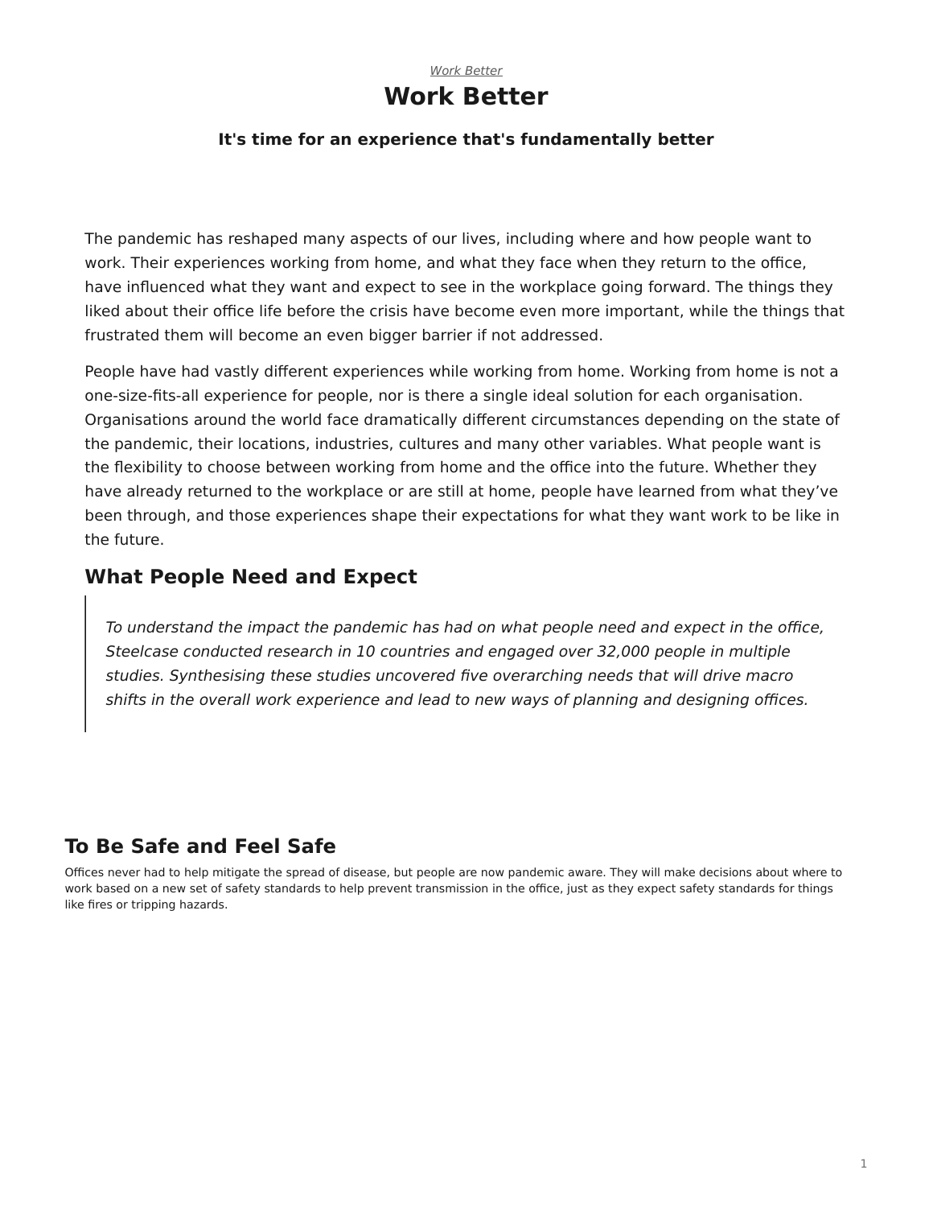*Work Better*

# Work Better

### It's time for an experience that's fundamentally better

The pandemic has reshaped many aspects of our lives, including where and how people want to work. Their experiences working from home, and what they face when they return to the office, have influenced what they want and expect to see in the workplace going forward. The things they liked about their office life before the crisis have become even more important, while the things that frustrated them will become an even bigger barrier if not addressed.

People have had vastly different experiences while working from home. Working from home is not a one-size-fits-all experience for people, nor is there a single ideal solution for each organisation. Organisations around the world face dramatically different circumstances depending on the state of the pandemic, their locations, industries, cultures and many other variables. What people want is the flexibility to choose between working from home and the office into the future. Whether they have already returned to the workplace or are still at home, people have learned from what they've been through, and those experiences shape their expectations for what they want work to be like in the future.

## What People Need and Expect

> *To understand the impact the pandemic has had on what people need and expect in the office, Steelcase conducted research in 10 countries and engaged over 32,000 people in multiple studies. Synthesising these studies uncovered five overarching needs that will drive macro shifts in the overall work experience and lead to new ways of planning and designing offices.*

## To Be Safe and Feel Safe

Offices never had to help mitigate the spread of disease, but people are now pandemic aware. They will make decisions about where to work based on a new set of safety standards to help prevent transmission in the office, just as they expect safety standards for things like fires or tripping hazards.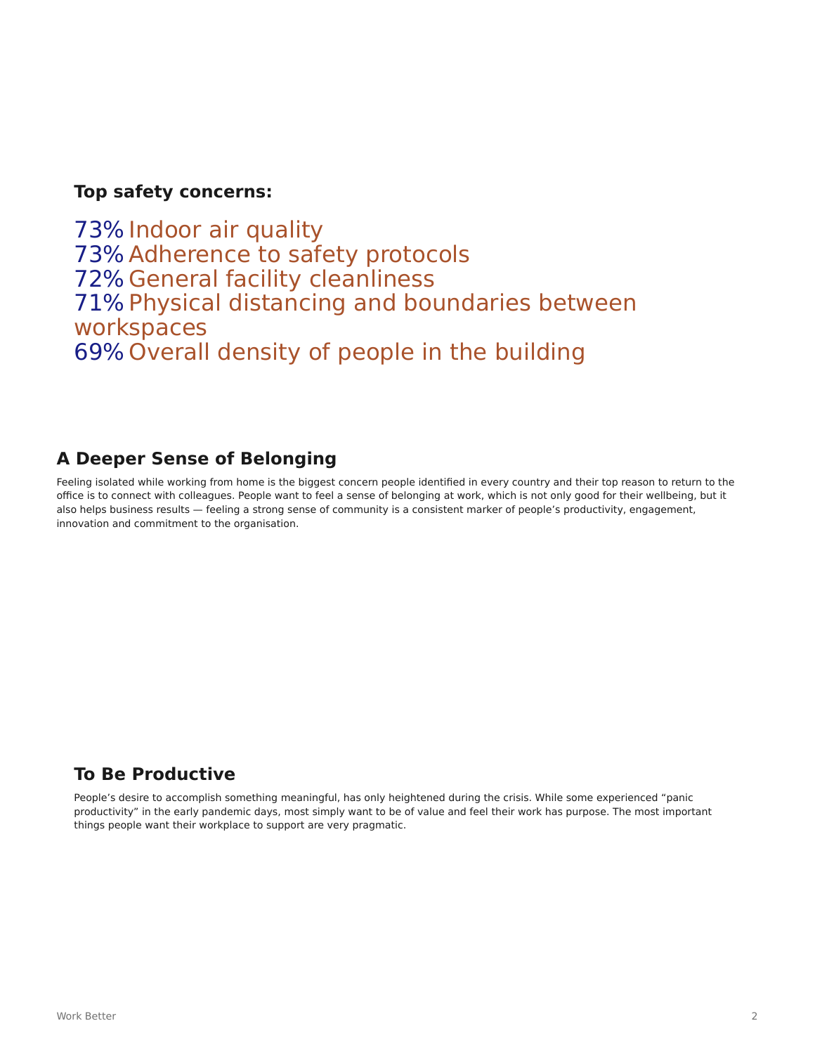**Top safety concerns:**

73% Indoor air quality
73% Adherence to safety protocols
72% General facility cleanliness
71% Physical distancing and boundaries between workspaces
69% Overall density of people in the building

## A Deeper Sense of Belonging

Feeling isolated while working from home is the biggest concern people identified in every country and their top reason to return to the office is to connect with colleagues. People want to feel a sense of belonging at work, which is not only good for their wellbeing, but it also helps business results — feeling a strong sense of community is a consistent marker of people's productivity, engagement, innovation and commitment to the organisation.

## To Be Productive

People's desire to accomplish something meaningful, has only heightened during the crisis. While some experienced "panic productivity" in the early pandemic days, most simply want to be of value and feel their work has purpose. The most important things people want their workplace to support are very pragmatic.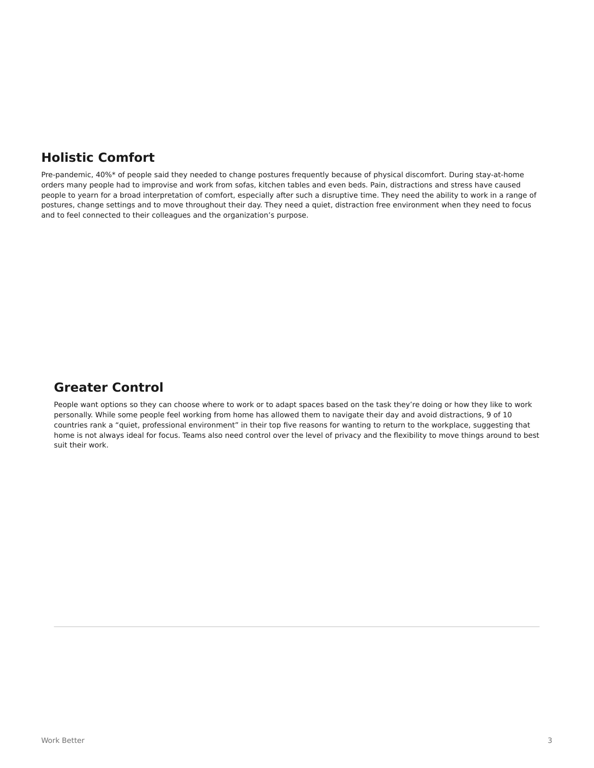## Holistic Comfort

Pre-pandemic, 40%* of people said they needed to change postures frequently because of physical discomfort. During stay-at-home orders many people had to improvise and work from sofas, kitchen tables and even beds. Pain, distractions and stress have caused people to yearn for a broad interpretation of comfort, especially after such a disruptive time. They need the ability to work in a range of postures, change settings and to move throughout their day. They need a quiet, distraction free environment when they need to focus and to feel connected to their colleagues and the organization's purpose.

## Greater Control

People want options so they can choose where to work or to adapt spaces based on the task they're doing or how they like to work personally. While some people feel working from home has allowed them to navigate their day and avoid distractions, 9 of 10 countries rank a "quiet, professional environment" in their top five reasons for wanting to return to the workplace, suggesting that home is not always ideal for focus. Teams also need control over the level of privacy and the flexibility to move things around to best suit their work.

---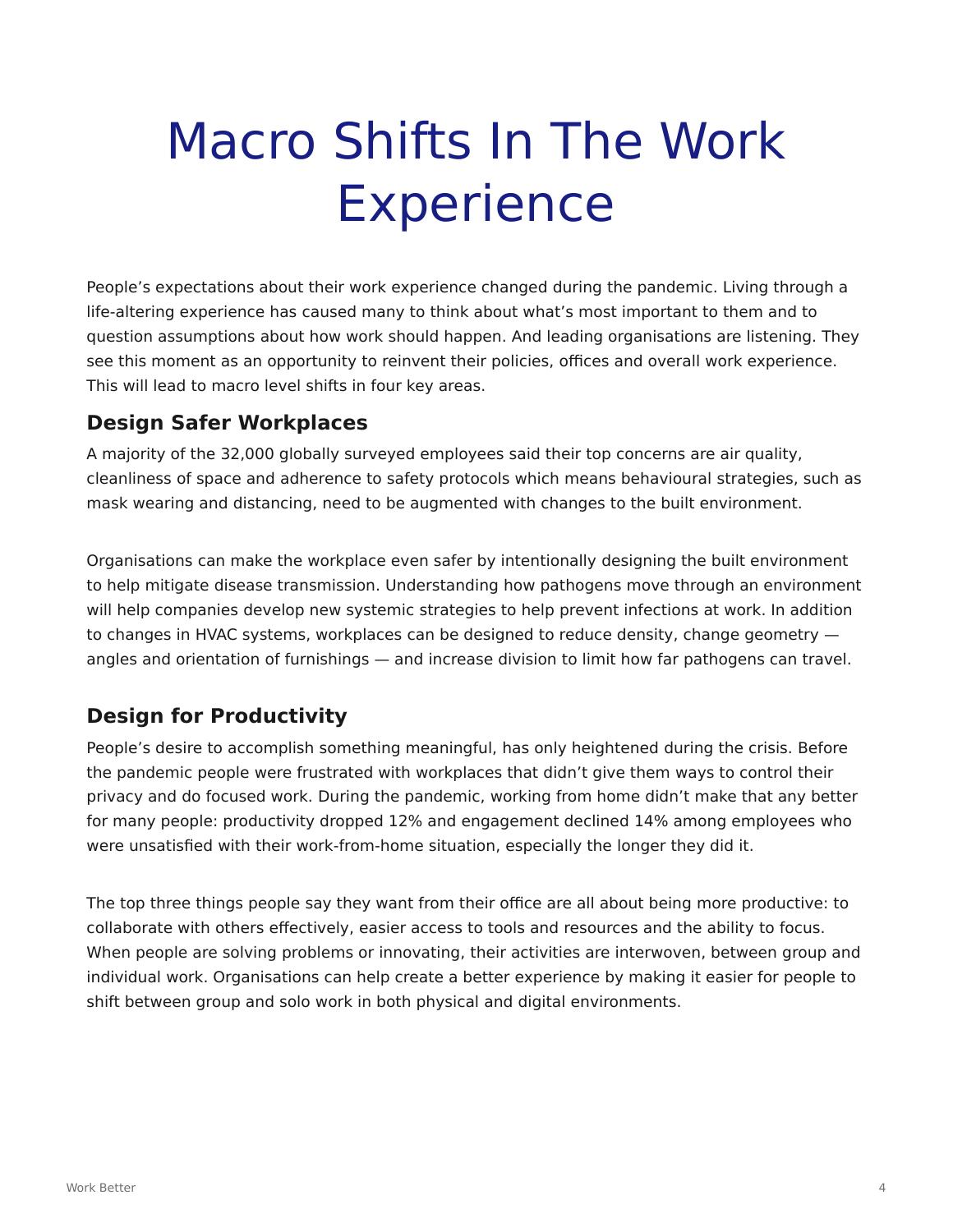# Macro Shifts In The Work Experience

People's expectations about their work experience changed during the pandemic. Living through a life-altering experience has caused many to think about what's most important to them and to question assumptions about how work should happen. And leading organisations are listening. They see this moment as an opportunity to reinvent their policies, offices and overall work experience. This will lead to macro level shifts in four key areas.

## Design Safer Workplaces

A majority of the 32,000 globally surveyed employees said their top concerns are air quality, cleanliness of space and adherence to safety protocols which means behavioural strategies, such as mask wearing and distancing, need to be augmented with changes to the built environment.

Organisations can make the workplace even safer by intentionally designing the built environment to help mitigate disease transmission. Understanding how pathogens move through an environment will help companies develop new systemic strategies to help prevent infections at work. In addition to changes in HVAC systems, workplaces can be designed to reduce density, change geometry — angles and orientation of furnishings — and increase division to limit how far pathogens can travel.

## Design for Productivity

People's desire to accomplish something meaningful, has only heightened during the crisis. Before the pandemic people were frustrated with workplaces that didn't give them ways to control their privacy and do focused work. During the pandemic, working from home didn't make that any better for many people: productivity dropped 12% and engagement declined 14% among employees who were unsatisfied with their work-from-home situation, especially the longer they did it.

The top three things people say they want from their office are all about being more productive: to collaborate with others effectively, easier access to tools and resources and the ability to focus. When people are solving problems or innovating, their activities are interwoven, between group and individual work. Organisations can help create a better experience by making it easier for people to shift between group and solo work in both physical and digital environments.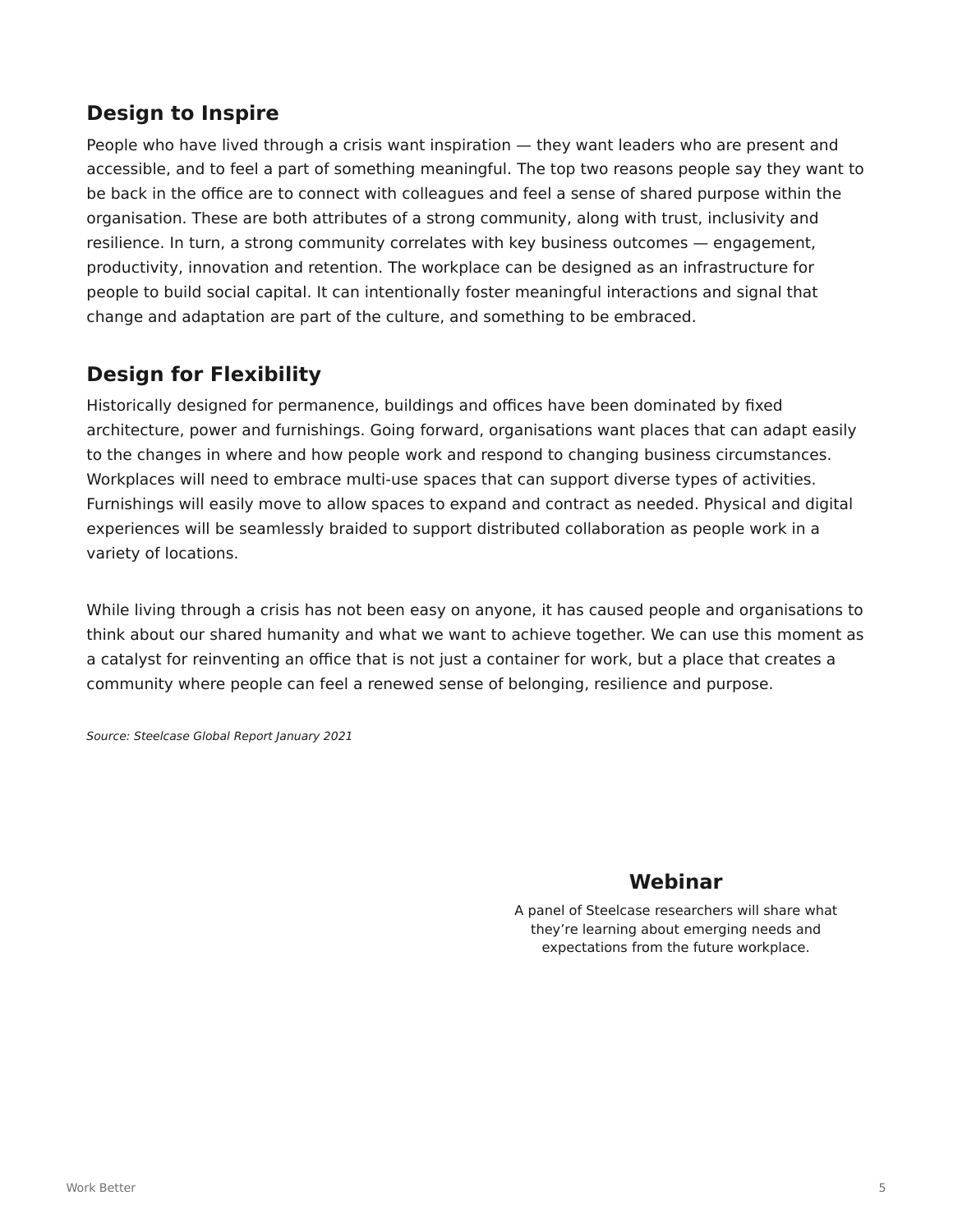## Design to Inspire

People who have lived through a crisis want inspiration — they want leaders who are present and accessible, and to feel a part of something meaningful. The top two reasons people say they want to be back in the office are to connect with colleagues and feel a sense of shared purpose within the organisation. These are both attributes of a strong community, along with trust, inclusivity and resilience. In turn, a strong community correlates with key business outcomes — engagement, productivity, innovation and retention. The workplace can be designed as an infrastructure for people to build social capital. It can intentionally foster meaningful interactions and signal that change and adaptation are part of the culture, and something to be embraced.

## Design for Flexibility

Historically designed for permanence, buildings and offices have been dominated by fixed architecture, power and furnishings. Going forward, organisations want places that can adapt easily to the changes in where and how people work and respond to changing business circumstances. Workplaces will need to embrace multi-use spaces that can support diverse types of activities. Furnishings will easily move to allow spaces to expand and contract as needed. Physical and digital experiences will be seamlessly braided to support distributed collaboration as people work in a variety of locations.

While living through a crisis has not been easy on anyone, it has caused people and organisations to think about our shared humanity and what we want to achieve together. We can use this moment as a catalyst for reinventing an office that is not just a container for work, but a place that creates a community where people can feel a renewed sense of belonging, resilience and purpose.

*Source: Steelcase Global Report January 2021*

## Webinar

A panel of Steelcase researchers will share what they're learning about emerging needs and expectations from the future workplace.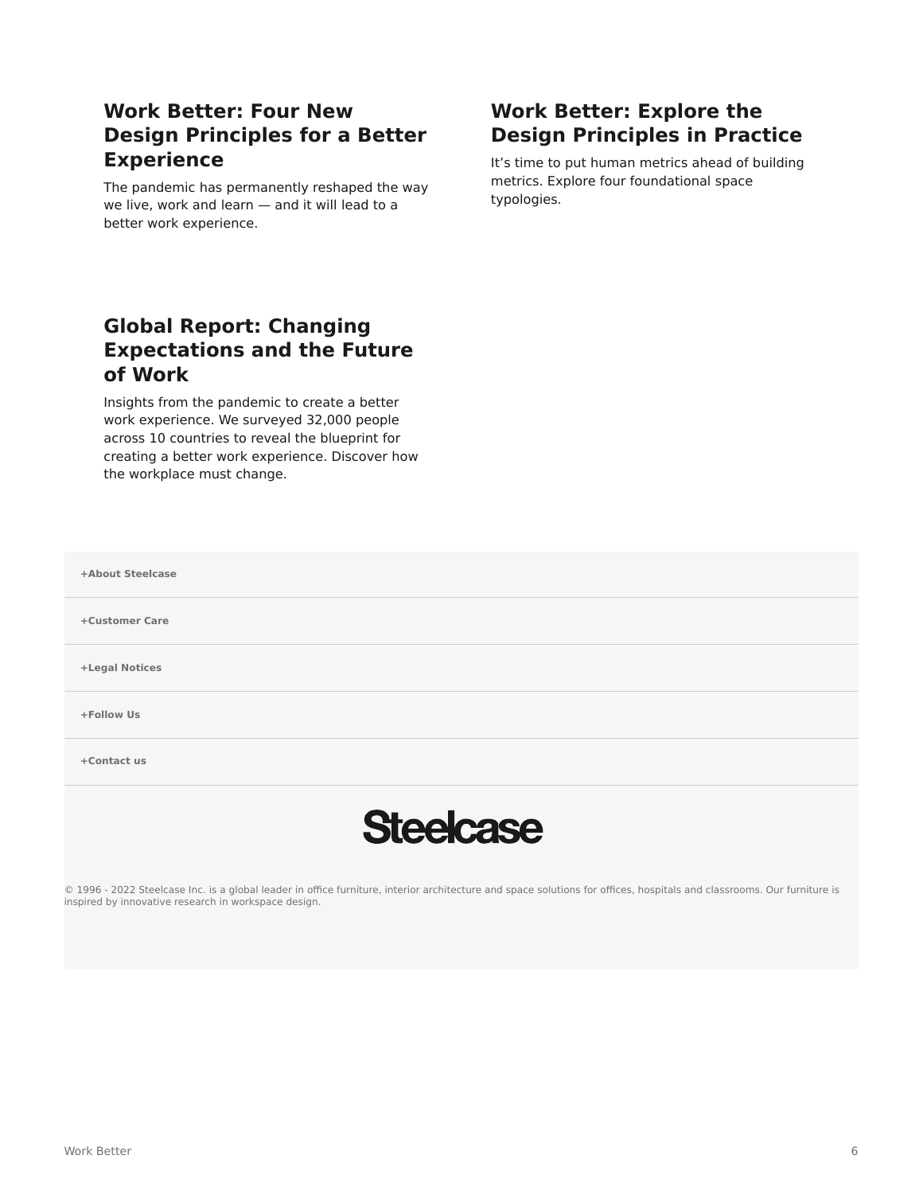### Work Better: Four New Design Principles for a Better Experience

The pandemic has permanently reshaped the way we live, work and learn — and it will lead to a better work experience.

### Work Better: Explore the Design Principles in Practice

It’s time to put human metrics ahead of building metrics. Explore four foundational space typologies.

### Global Report: Changing Expectations and the Future of Work

Insights from the pandemic to create a better work experience. We surveyed 32,000 people across 10 countries to reveal the blueprint for creating a better work experience. Discover how the workplace must change.

**+About Steelcase**

**+Customer Care**

**+Legal Notices**

**+Follow Us**

**+Contact us**

Steelcase

© 1996 - 2022 Steelcase Inc. is a global leader in office furniture, interior architecture and space solutions for offices, hospitals and classrooms. Our furniture is inspired by innovative research in workspace design.